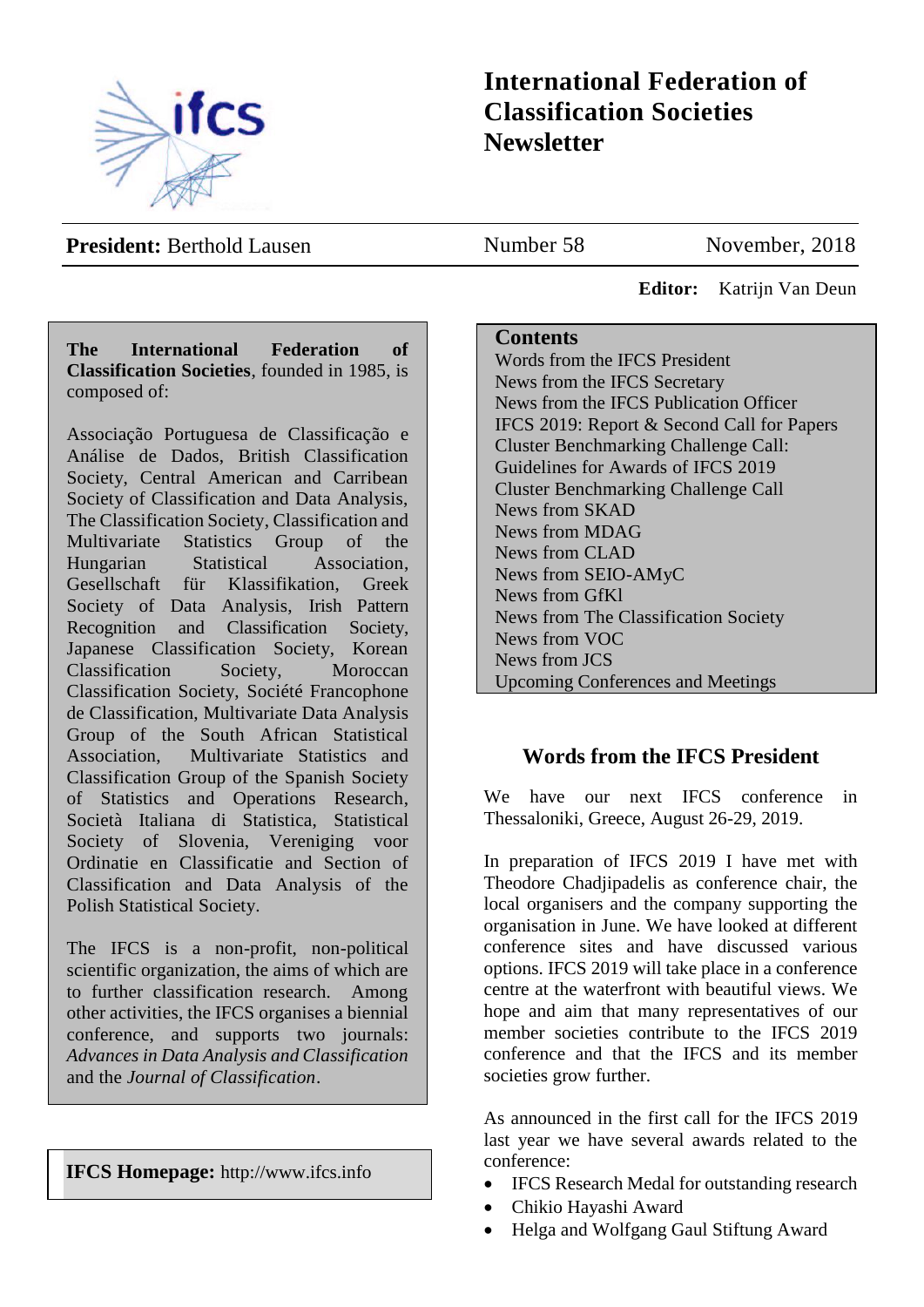# International Federation of Classification Societies Newsletter

**President:** Berthold Lausen | Number 58 | November, 2018

**Editor:** Katrijn Van Deun

**The International Federation of Classification Societies**, founded in 1985, is composed of:

Associação Portuguesa de Classificação e Análise de Dados, British Classification Society, Central American and Carribean Society of Classification and Data Analysis, The Classification Society, Classification and Multivariate Statistics Group of the Hungarian Statistical Association, Gesellschaft für Klassifikation, Greek Society of Data Analysis, Irish Pattern Recognition and Classification Society, Japanese Classification Society, Korean Classification Society, Moroccan Classification Society, Société Francophone de Classification, Multivariate Data Analysis Group of the South African Statistical Association, Multivariate Statistics and Classification Group of the Spanish Society of Statistics and Operations Research, Società Italiana di Statistica, Statistical Society of Slovenia, Vereniging voor Ordinatie en Classificatie and Section of Classification and Data Analysis of the Polish Statistical Society.

The IFCS is a non-profit, non-political scientific organization, the aims of which are to further classification research. Among other activities, the IFCS organises a biennial conference, and supports two journals: *Advances in Data Analysis and Classification* and the *Journal of Classification*.

**IFCS Homepage:** http://www.ifcs.info

**Contents**

- Words from the IFCS President
- News from the IFCS Secretary
- News from the IFCS Publication Officer
- IFCS 2019: Report & Second Call for Papers
- Cluster Benchmarking Challenge Call:
- Guidelines for Awards of IFCS 2019
- Cluster Benchmarking Challenge Call
- News from SKAD
- News from MDAG
- News from CLAD
- News from SEIO-AMyC
- News from GfKl
- News from The Classification Society
- News from VOC
- News from JCS
- Upcoming Conferences and Meetings

## Words from the IFCS President

We have our next IFCS conference in Thessaloniki, Greece, August 26-29, 2019.

In preparation of IFCS 2019 I have met with Theodore Chadjipadelis as conference chair, the local organisers and the company supporting the organisation in June. We have looked at different conference sites and have discussed various options. IFCS 2019 will take place in a conference centre at the waterfront with beautiful views. We hope and aim that many representatives of our member societies contribute to the IFCS 2019 conference and that the IFCS and its member societies grow further.

As announced in the first call for the IFCS 2019 last year we have several awards related to the conference:

- IFCS Research Medal for outstanding research
- Chikio Hayashi Award
- Helga and Wolfgang Gaul Stiftung Award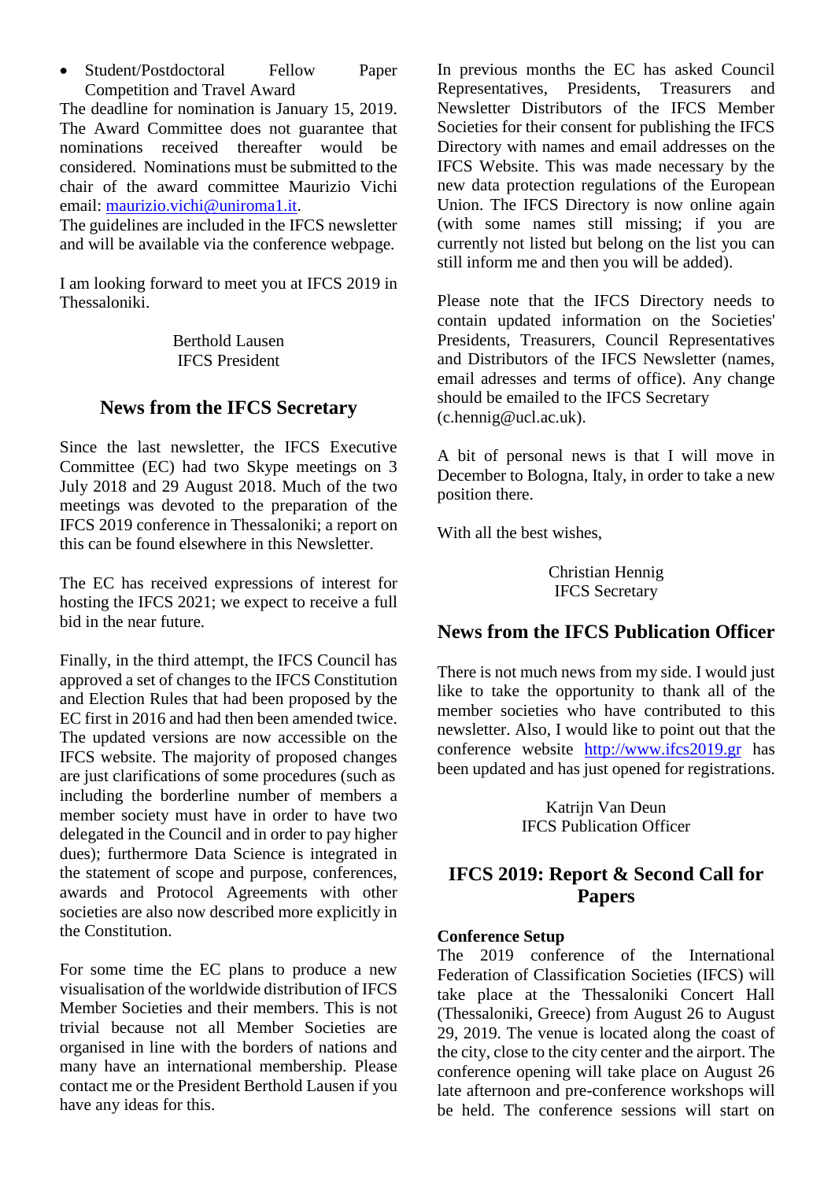- Student/Postdoctoral Fellow Paper Competition and Travel Award

The deadline for nomination is January 15, 2019. The Award Committee does not guarantee that nominations received thereafter would be considered. Nominations must be submitted to the chair of the award committee Maurizio Vichi email: maurizio.vichi@uniroma1.it.
The guidelines are included in the IFCS newsletter and will be available via the conference webpage.

I am looking forward to meet you at IFCS 2019 in Thessaloniki.

Berthold Lausen
IFCS President

## News from the IFCS Secretary

Since the last newsletter, the IFCS Executive Committee (EC) had two Skype meetings on 3 July 2018 and 29 August 2018. Much of the two meetings was devoted to the preparation of the IFCS 2019 conference in Thessaloniki; a report on this can be found elsewhere in this Newsletter.

The EC has received expressions of interest for hosting the IFCS 2021; we expect to receive a full bid in the near future.

Finally, in the third attempt, the IFCS Council has approved a set of changes to the IFCS Constitution and Election Rules that had been proposed by the EC first in 2016 and had then been amended twice. The updated versions are now accessible on the IFCS website. The majority of proposed changes are just clarifications of some procedures (such as including the borderline number of members a member society must have in order to have two delegated in the Council and in order to pay higher dues); furthermore Data Science is integrated in the statement of scope and purpose, conferences, awards and Protocol Agreements with other societies are also now described more explicitly in the Constitution.

For some time the EC plans to produce a new visualisation of the worldwide distribution of IFCS Member Societies and their members. This is not trivial because not all Member Societies are organised in line with the borders of nations and many have an international membership. Please contact me or the President Berthold Lausen if you have any ideas for this.

In previous months the EC has asked Council Representatives, Presidents, Treasurers and Newsletter Distributors of the IFCS Member Societies for their consent for publishing the IFCS Directory with names and email addresses on the IFCS Website. This was made necessary by the new data protection regulations of the European Union. The IFCS Directory is now online again (with some names still missing; if you are currently not listed but belong on the list you can still inform me and then you will be added).

Please note that the IFCS Directory needs to contain updated information on the Societies' Presidents, Treasurers, Council Representatives and Distributors of the IFCS Newsletter (names, email adresses and terms of office). Any change should be emailed to the IFCS Secretary (c.hennig@ucl.ac.uk).

A bit of personal news is that I will move in December to Bologna, Italy, in order to take a new position there.

With all the best wishes,

Christian Hennig
IFCS Secretary

## News from the IFCS Publication Officer

There is not much news from my side. I would just like to take the opportunity to thank all of the member societies who have contributed to this newsletter. Also, I would like to point out that the conference website http://www.ifcs2019.gr has been updated and has just opened for registrations.

Katrijn Van Deun
IFCS Publication Officer

## IFCS 2019: Report & Second Call for Papers

**Conference Setup**
The 2019 conference of the International Federation of Classification Societies (IFCS) will take place at the Thessaloniki Concert Hall (Thessaloniki, Greece) from August 26 to August 29, 2019. The venue is located along the coast of the city, close to the city center and the airport. The conference opening will take place on August 26 late afternoon and pre-conference workshops will be held. The conference sessions will start on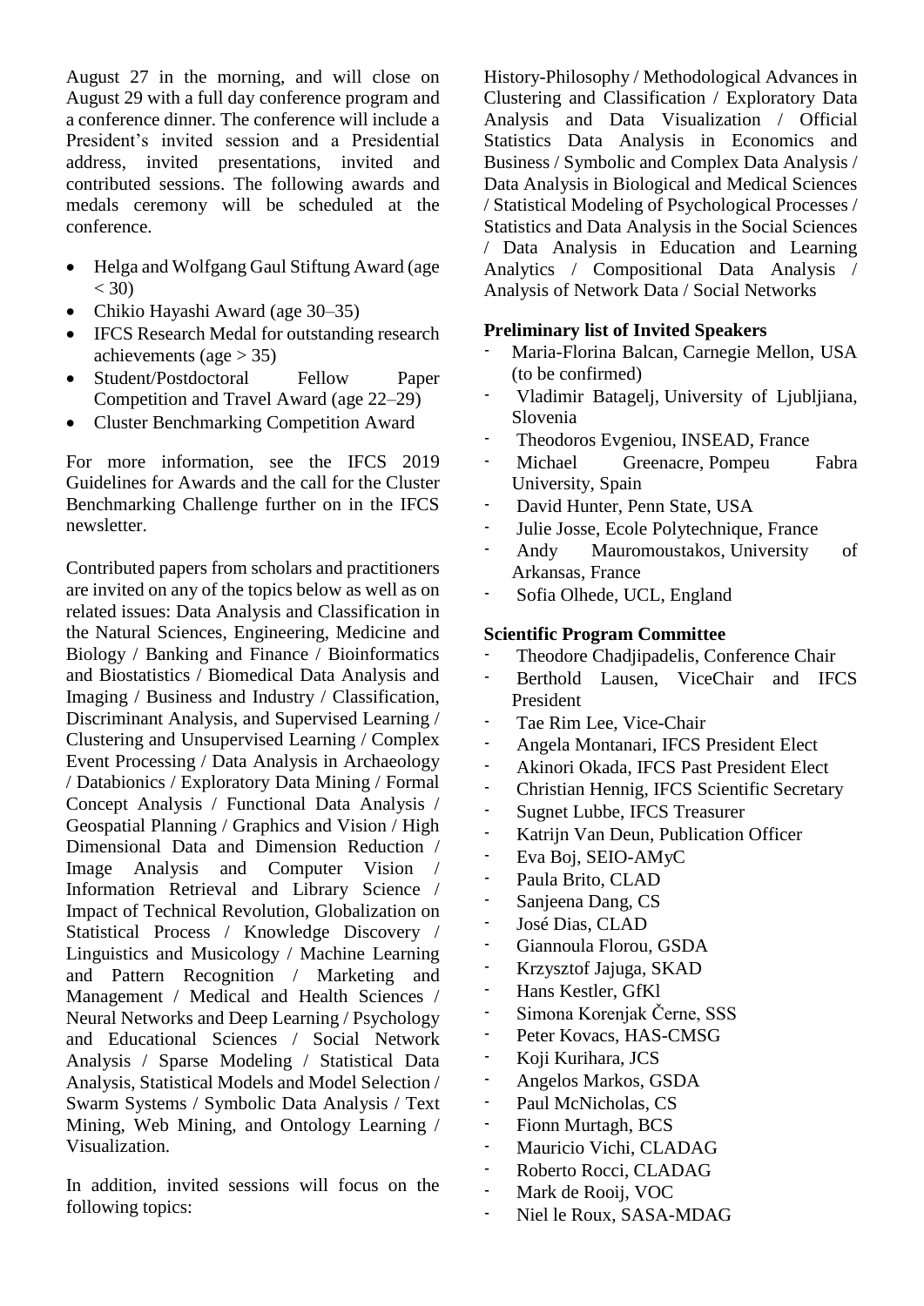August 27 in the morning, and will close on August 29 with a full day conference program and a conference dinner. The conference will include a President's invited session and a Presidential address, invited presentations, invited and contributed sessions. The following awards and medals ceremony will be scheduled at the conference.

- Helga and Wolfgang Gaul Stiftung Award (age < 30)
- Chikio Hayashi Award (age 30–35)
- IFCS Research Medal for outstanding research achievements (age > 35)
- Student/Postdoctoral Fellow Paper Competition and Travel Award (age 22–29)
- Cluster Benchmarking Competition Award

For more information, see the IFCS 2019 Guidelines for Awards and the call for the Cluster Benchmarking Challenge further on in the IFCS newsletter.

Contributed papers from scholars and practitioners are invited on any of the topics below as well as on related issues: Data Analysis and Classification in the Natural Sciences, Engineering, Medicine and Biology / Banking and Finance / Bioinformatics and Biostatistics / Biomedical Data Analysis and Imaging / Business and Industry / Classification, Discriminant Analysis, and Supervised Learning / Clustering and Unsupervised Learning / Complex Event Processing / Data Analysis in Archaeology / Databionics / Exploratory Data Mining / Formal Concept Analysis / Functional Data Analysis / Geospatial Planning / Graphics and Vision / High Dimensional Data and Dimension Reduction / Image Analysis and Computer Vision / Information Retrieval and Library Science / Impact of Technical Revolution, Globalization on Statistical Process / Knowledge Discovery / Linguistics and Musicology / Machine Learning and Pattern Recognition / Marketing and Management / Medical and Health Sciences / Neural Networks and Deep Learning / Psychology and Educational Sciences / Social Network Analysis / Sparse Modeling / Statistical Data Analysis, Statistical Models and Model Selection / Swarm Systems / Symbolic Data Analysis / Text Mining, Web Mining, and Ontology Learning / Visualization.

In addition, invited sessions will focus on the following topics:

History-Philosophy / Methodological Advances in Clustering and Classification / Exploratory Data Analysis and Data Visualization / Official Statistics Data Analysis in Economics and Business / Symbolic and Complex Data Analysis / Data Analysis in Biological and Medical Sciences / Statistical Modeling of Psychological Processes / Statistics and Data Analysis in the Social Sciences / Data Analysis in Education and Learning Analytics / Compositional Data Analysis / Analysis of Network Data / Social Networks

**Preliminary list of Invited Speakers**

- Maria-Florina Balcan, Carnegie Mellon, USA (to be confirmed)
- Vladimir Batagelj, University of Ljubljiana, Slovenia
- Theodoros Evgeniou, INSEAD, France
- Michael Greenacre, Pompeu Fabra University, Spain
- David Hunter, Penn State, USA
- Julie Josse, Ecole Polytechnique, France
- Andy Mauromoustakos, University of Arkansas, France
- Sofia Olhede, UCL, England

**Scientific Program Committee**

- Theodore Chadjipadelis, Conference Chair
- Berthold Lausen, ViceChair and IFCS President
- Tae Rim Lee, Vice-Chair
- Angela Montanari, IFCS President Elect
- Akinori Okada, IFCS Past President Elect
- Christian Hennig, IFCS Scientific Secretary
- Sugnet Lubbe, IFCS Treasurer
- Katrijn Van Deun, Publication Officer
- Eva Boj, SEIO-AMyC
- Paula Brito, CLAD
- Sanjeena Dang, CS
- José Dias, CLAD
- Giannoula Florou, GSDA
- Krzysztof Jajuga, SKAD
- Hans Kestler, GfKl
- Simona Korenjak Černe, SSS
- Peter Kovacs, HAS-CMSG
- Koji Kurihara, JCS
- Angelos Markos, GSDA
- Paul McNicholas, CS
- Fionn Murtagh, BCS
- Mauricio Vichi, CLADAG
- Roberto Rocci, CLADAG
- Mark de Rooij, VOC
- Niel le Roux, SASA-MDAG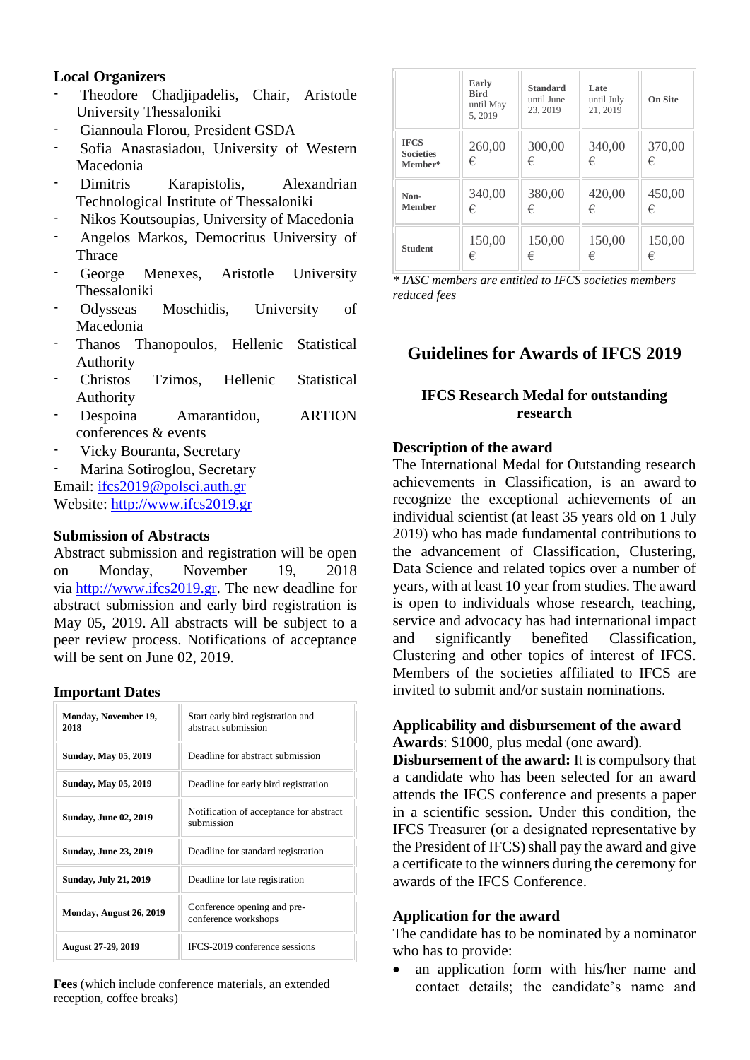**Local Organizers**

- Theodore Chadjipadelis, Chair, Aristotle University Thessaloniki
- Giannoula Florou, President GSDA
- Sofia Anastasiadou, University of Western Macedonia
- Dimitris Karapistolis, Alexandrian Technological Institute of Thessaloniki
- Nikos Koutsoupias, University of Macedonia
- Angelos Markos, Democritus University of Thrace
- George Menexes, Aristotle University Thessaloniki
- Odysseas Moschidis, University of Macedonia
- Thanos Thanopoulos, Hellenic Statistical Authority
- Christos Tzimos, Hellenic Statistical Authority
- Despoina Amarantidou, ARTION conferences & events
- Vicky Bouranta, Secretary
- Marina Sotiroglou, Secretary

Email: ifcs2019@polsci.auth.gr
Website: http://www.ifcs2019.gr

**Submission of Abstracts**

Abstract submission and registration will be open on Monday, November 19, 2018 via http://www.ifcs2019.gr. The new deadline for abstract submission and early bird registration is May 05, 2019. All abstracts will be subject to a peer review process. Notifications of acceptance will be sent on June 02, 2019.

**Important Dates**

| Date | Event |
|---|---|
| **Monday, November 19, 2018** | Start early bird registration and abstract submission |
| **Sunday, May 05, 2019** | Deadline for abstract submission |
| **Sunday, May 05, 2019** | Deadline for early bird registration |
| **Sunday, June 02, 2019** | Notification of acceptance for abstract submission |
| **Sunday, June 23, 2019** | Deadline for standard registration |
| **Sunday, July 21, 2019** | Deadline for late registration |
| **Monday, August 26, 2019** | Conference opening and pre-conference workshops |
| **August 27-29, 2019** | IFCS-2019 conference sessions |

**Fees** (which include conference materials, an extended reception, coffee breaks)

| | **Early Bird** until May 5, 2019 | **Standard** until June 23, 2019 | **Late** until July 21, 2019 | **On Site** |
|---|---|---|---|---|
| **IFCS Societies Member*** | 260,00 € | 300,00 € | 340,00 € | 370,00 € |
| **Non-Member** | 340,00 € | 380,00 € | 420,00 € | 450,00 € |
| **Student** | 150,00 € | 150,00 € | 150,00 € | 150,00 € |

*\* IASC members are entitled to IFCS societies members reduced fees*

## Guidelines for Awards of IFCS 2019

### IFCS Research Medal for outstanding research

**Description of the award**

The International Medal for Outstanding research achievements in Classification, is an award to recognize the exceptional achievements of an individual scientist (at least 35 years old on 1 July 2019) who has made fundamental contributions to the advancement of Classification, Clustering, Data Science and related topics over a number of years, with at least 10 year from studies. The award is open to individuals whose research, teaching, service and advocacy has had international impact and significantly benefited Classification, Clustering and other topics of interest of IFCS. Members of the societies affiliated to IFCS are invited to submit and/or sustain nominations.

**Applicability and disbursement of the award**

**Awards**: $1000, plus medal (one award).

**Disbursement of the award:** It is compulsory that a candidate who has been selected for an award attends the IFCS conference and presents a paper in a scientific session. Under this condition, the IFCS Treasurer (or a designated representative by the President of IFCS) shall pay the award and give a certificate to the winners during the ceremony for awards of the IFCS Conference.

**Application for the award**

The candidate has to be nominated by a nominator who has to provide:

- an application form with his/her name and contact details; the candidate's name and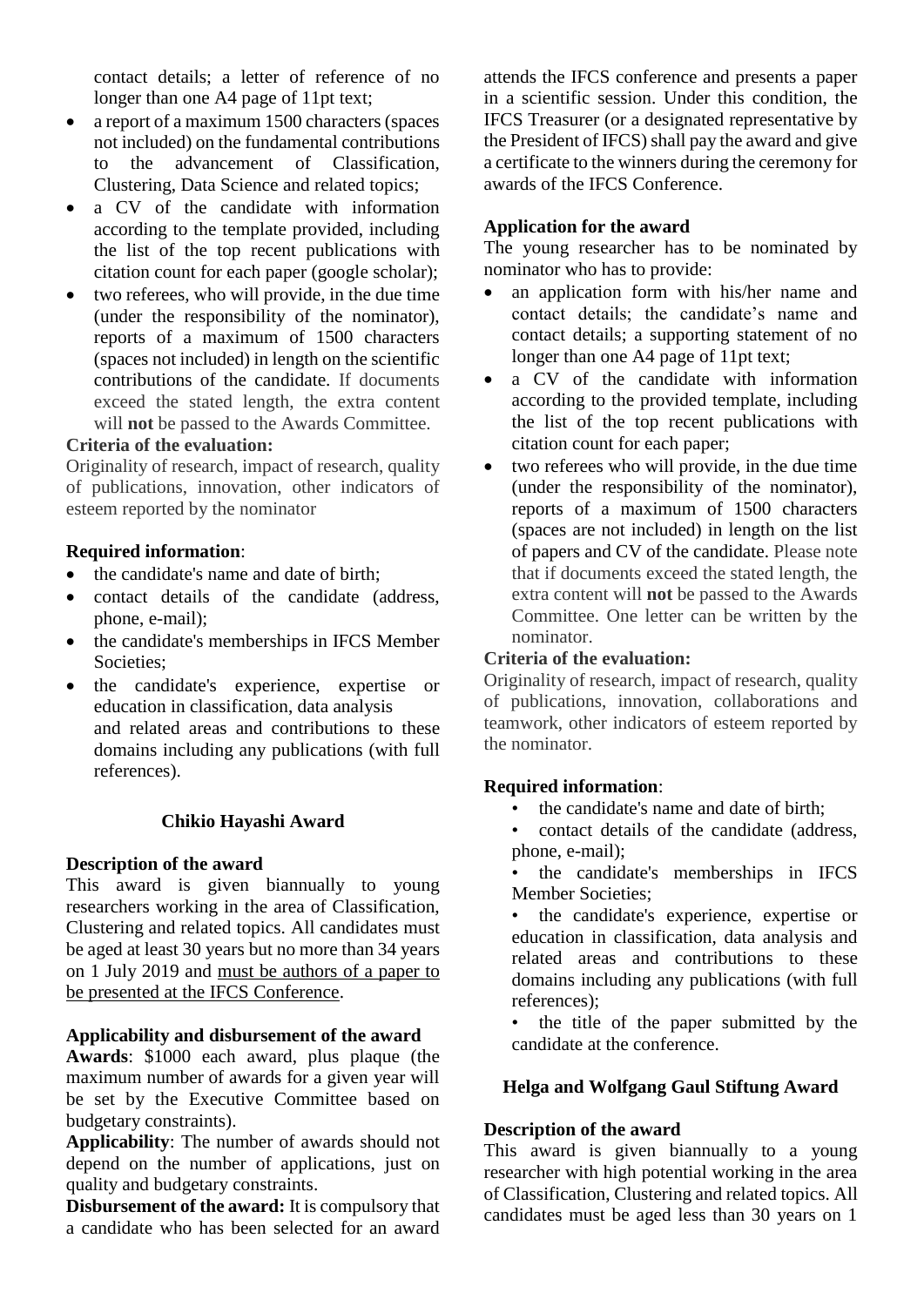contact details; a letter of reference of no longer than one A4 page of 11pt text;

- a report of a maximum 1500 characters (spaces not included) on the fundamental contributions to the advancement of Classification, Clustering, Data Science and related topics;
- a CV of the candidate with information according to the template provided, including the list of the top recent publications with citation count for each paper (google scholar);
- two referees, who will provide, in the due time (under the responsibility of the nominator), reports of a maximum of 1500 characters (spaces not included) in length on the scientific contributions of the candidate. If documents exceed the stated length, the extra content will **not** be passed to the Awards Committee.

**Criteria of the evaluation:**

Originality of research, impact of research, quality of publications, innovation, other indicators of esteem reported by the nominator

**Required information**:

- the candidate's name and date of birth;
- contact details of the candidate (address, phone, e-mail);
- the candidate's memberships in IFCS Member Societies;
- the candidate's experience, expertise or education in classification, data analysis and related areas and contributions to these domains including any publications (with full references).

### Chikio Hayashi Award

**Description of the award**

This award is given biannually to young researchers working in the area of Classification, Clustering and related topics. All candidates must be aged at least 30 years but no more than 34 years on 1 July 2019 and <u>must be authors of a paper to be presented at the IFCS Conference</u>.

**Applicability and disbursement of the award**

**Awards**: \$1000 each award, plus plaque (the maximum number of awards for a given year will be set by the Executive Committee based on budgetary constraints).

**Applicability**: The number of awards should not depend on the number of applications, just on quality and budgetary constraints.

**Disbursement of the award:** It is compulsory that a candidate who has been selected for an award attends the IFCS conference and presents a paper in a scientific session. Under this condition, the IFCS Treasurer (or a designated representative by the President of IFCS) shall pay the award and give a certificate to the winners during the ceremony for awards of the IFCS Conference.

**Application for the award**

The young researcher has to be nominated by nominator who has to provide:

- an application form with his/her name and contact details; the candidate's name and contact details; a supporting statement of no longer than one A4 page of 11pt text;
- a CV of the candidate with information according to the provided template, including the list of the top recent publications with citation count for each paper;
- two referees who will provide, in the due time (under the responsibility of the nominator), reports of a maximum of 1500 characters (spaces are not included) in length on the list of papers and CV of the candidate. Please note that if documents exceed the stated length, the extra content will **not** be passed to the Awards Committee. One letter can be written by the nominator.

**Criteria of the evaluation:**

Originality of research, impact of research, quality of publications, innovation, collaborations and teamwork, other indicators of esteem reported by the nominator.

**Required information**:

- the candidate's name and date of birth;
- contact details of the candidate (address, phone, e-mail);
- the candidate's memberships in IFCS Member Societies;
- the candidate's experience, expertise or education in classification, data analysis and related areas and contributions to these domains including any publications (with full references);
- the title of the paper submitted by the candidate at the conference.

### Helga and Wolfgang Gaul Stiftung Award

**Description of the award**

This award is given biannually to a young researcher with high potential working in the area of Classification, Clustering and related topics. All candidates must be aged less than 30 years on 1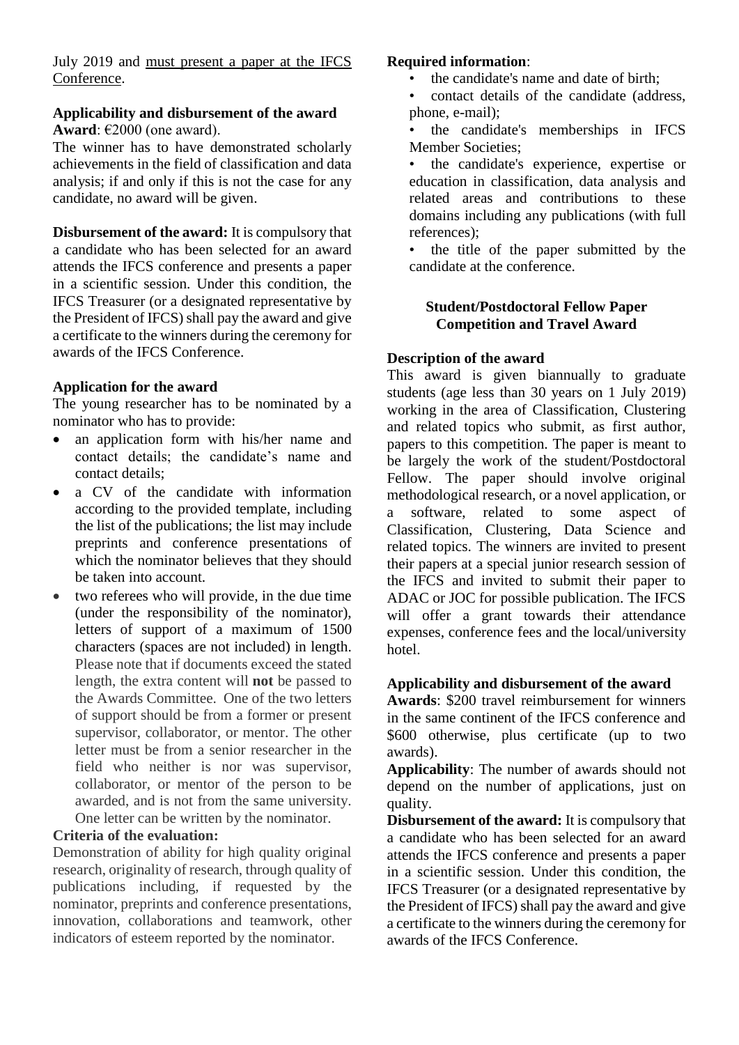July 2019 and must present a paper at the IFCS Conference.

**Applicability and disbursement of the award**

**Award**: €2000 (one award).

The winner has to have demonstrated scholarly achievements in the field of classification and data analysis; if and only if this is not the case for any candidate, no award will be given.

**Disbursement of the award:** It is compulsory that a candidate who has been selected for an award attends the IFCS conference and presents a paper in a scientific session. Under this condition, the IFCS Treasurer (or a designated representative by the President of IFCS) shall pay the award and give a certificate to the winners during the ceremony for awards of the IFCS Conference.

**Application for the award**

The young researcher has to be nominated by a nominator who has to provide:

- an application form with his/her name and contact details; the candidate's name and contact details;
- a CV of the candidate with information according to the provided template, including the list of the publications; the list may include preprints and conference presentations of which the nominator believes that they should be taken into account.
- two referees who will provide, in the due time (under the responsibility of the nominator), letters of support of a maximum of 1500 characters (spaces are not included) in length. Please note that if documents exceed the stated length, the extra content will **not** be passed to the Awards Committee. One of the two letters of support should be from a former or present supervisor, collaborator, or mentor. The other letter must be from a senior researcher in the field who neither is nor was supervisor, collaborator, or mentor of the person to be awarded, and is not from the same university. One letter can be written by the nominator.

**Criteria of the evaluation:**

Demonstration of ability for high quality original research, originality of research, through quality of publications including, if requested by the nominator, preprints and conference presentations, innovation, collaborations and teamwork, other indicators of esteem reported by the nominator.

**Required information**:

- the candidate's name and date of birth;
- contact details of the candidate (address, phone, e-mail);
- the candidate's memberships in IFCS Member Societies;
- the candidate's experience, expertise or education in classification, data analysis and related areas and contributions to these domains including any publications (with full references);
- the title of the paper submitted by the candidate at the conference.

### Student/Postdoctoral Fellow Paper Competition and Travel Award

**Description of the award**

This award is given biannually to graduate students (age less than 30 years on 1 July 2019) working in the area of Classification, Clustering and related topics who submit, as first author, papers to this competition. The paper is meant to be largely the work of the student/Postdoctoral Fellow. The paper should involve original methodological research, or a novel application, or a software, related to some aspect of Classification, Clustering, Data Science and related topics. The winners are invited to present their papers at a special junior research session of the IFCS and invited to submit their paper to ADAC or JOC for possible publication. The IFCS will offer a grant towards their attendance expenses, conference fees and the local/university hotel.

**Applicability and disbursement of the award**

**Awards**: \$200 travel reimbursement for winners in the same continent of the IFCS conference and \$600 otherwise, plus certificate (up to two awards).

**Applicability**: The number of awards should not depend on the number of applications, just on quality.

**Disbursement of the award:** It is compulsory that a candidate who has been selected for an award attends the IFCS conference and presents a paper in a scientific session. Under this condition, the IFCS Treasurer (or a designated representative by the President of IFCS) shall pay the award and give a certificate to the winners during the ceremony for awards of the IFCS Conference.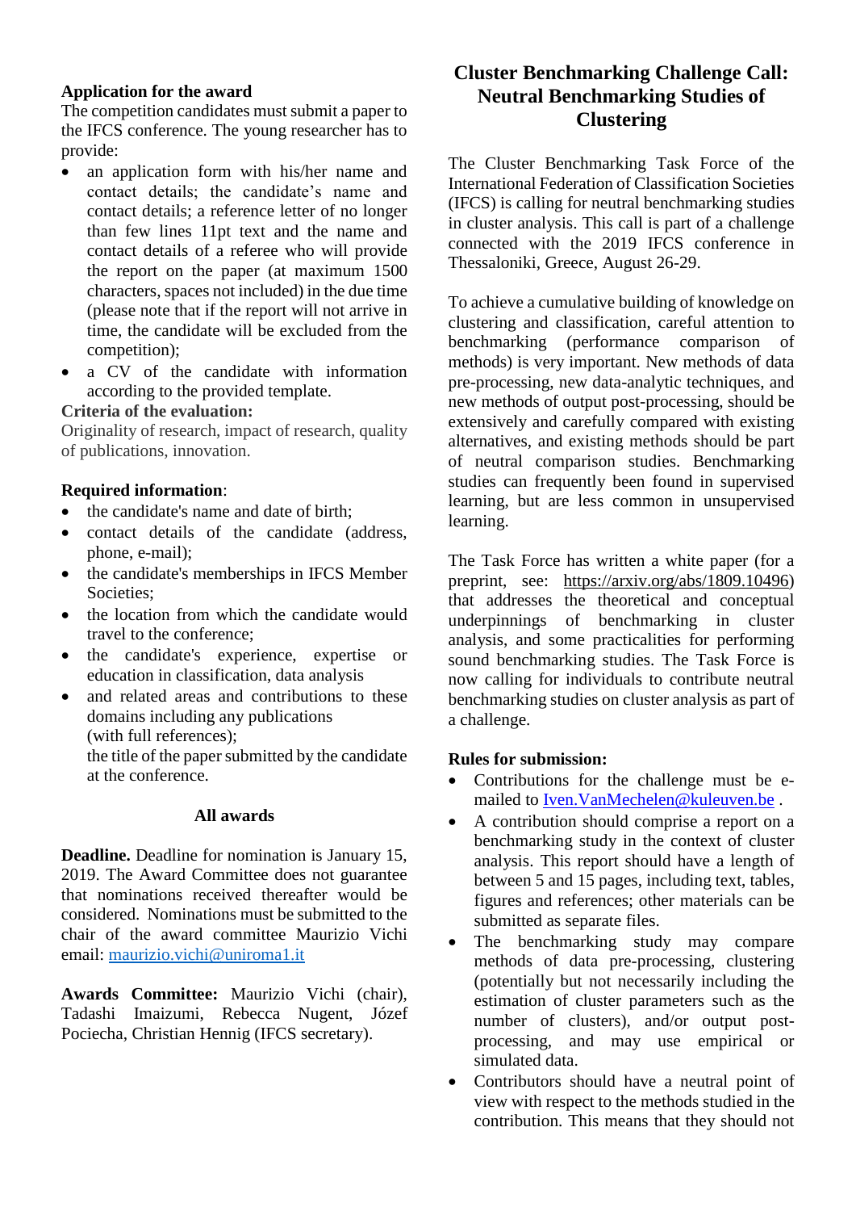**Application for the award**

The competition candidates must submit a paper to the IFCS conference. The young researcher has to provide:

- an application form with his/her name and contact details; the candidate's name and contact details; a reference letter of no longer than few lines 11pt text and the name and contact details of a referee who will provide the report on the paper (at maximum 1500 characters, spaces not included) in the due time (please note that if the report will not arrive in time, the candidate will be excluded from the competition);
- a CV of the candidate with information according to the provided template.

**Criteria of the evaluation:**

Originality of research, impact of research, quality of publications, innovation.

**Required information**:

- the candidate's name and date of birth;
- contact details of the candidate (address, phone, e-mail);
- the candidate's memberships in IFCS Member Societies;
- the location from which the candidate would travel to the conference;
- the candidate's experience, expertise or education in classification, data analysis
- and related areas and contributions to these domains including any publications (with full references);
  the title of the paper submitted by the candidate at the conference.

**All awards**

**Deadline.** Deadline for nomination is January 15, 2019. The Award Committee does not guarantee that nominations received thereafter would be considered. Nominations must be submitted to the chair of the award committee Maurizio Vichi email: maurizio.vichi@uniroma1.it

**Awards Committee:** Maurizio Vichi (chair), Tadashi Imaizumi, Rebecca Nugent, Józef Pociecha, Christian Hennig (IFCS secretary).

## Cluster Benchmarking Challenge Call: Neutral Benchmarking Studies of Clustering

The Cluster Benchmarking Task Force of the International Federation of Classification Societies (IFCS) is calling for neutral benchmarking studies in cluster analysis. This call is part of a challenge connected with the 2019 IFCS conference in Thessaloniki, Greece, August 26-29.

To achieve a cumulative building of knowledge on clustering and classification, careful attention to benchmarking (performance comparison of methods) is very important. New methods of data pre-processing, new data-analytic techniques, and new methods of output post-processing, should be extensively and carefully compared with existing alternatives, and existing methods should be part of neutral comparison studies. Benchmarking studies can frequently been found in supervised learning, but are less common in unsupervised learning.

The Task Force has written a white paper (for a preprint, see: https://arxiv.org/abs/1809.10496) that addresses the theoretical and conceptual underpinnings of benchmarking in cluster analysis, and some practicalities for performing sound benchmarking studies. The Task Force is now calling for individuals to contribute neutral benchmarking studies on cluster analysis as part of a challenge.

**Rules for submission:**

- Contributions for the challenge must be e-mailed to Iven.VanMechelen@kuleuven.be .
- A contribution should comprise a report on a benchmarking study in the context of cluster analysis. This report should have a length of between 5 and 15 pages, including text, tables, figures and references; other materials can be submitted as separate files.
- The benchmarking study may compare methods of data pre-processing, clustering (potentially but not necessarily including the estimation of cluster parameters such as the number of clusters), and/or output post-processing, and may use empirical or simulated data.
- Contributors should have a neutral point of view with respect to the methods studied in the contribution. This means that they should not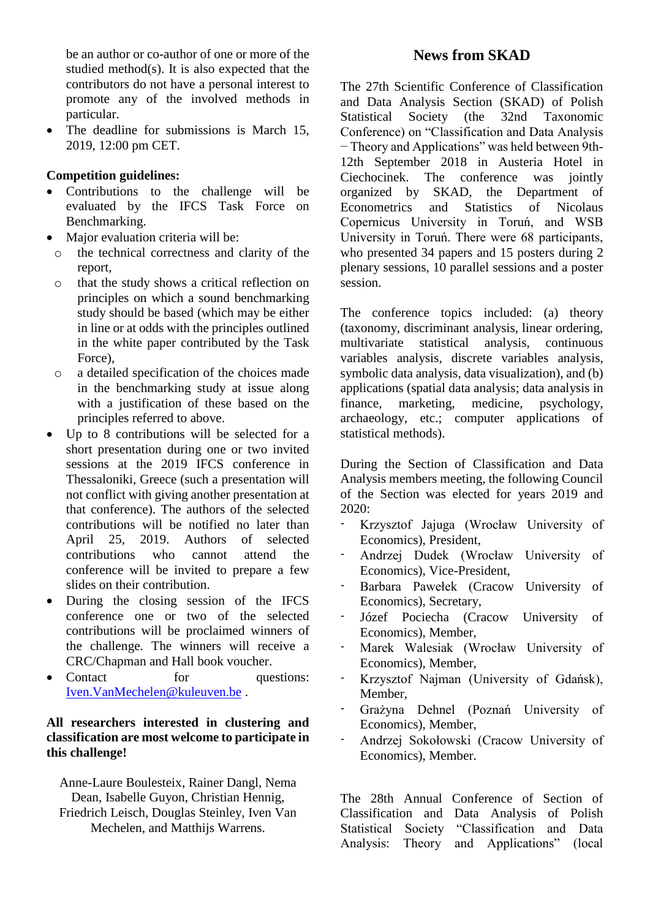be an author or co-author of one or more of the studied method(s). It is also expected that the contributors do not have a personal interest to promote any of the involved methods in particular.

- The deadline for submissions is March 15, 2019, 12:00 pm CET.

**Competition guidelines:**

- Contributions to the challenge will be evaluated by the IFCS Task Force on Benchmarking.
- Major evaluation criteria will be:
  - the technical correctness and clarity of the report,
  - that the study shows a critical reflection on principles on which a sound benchmarking study should be based (which may be either in line or at odds with the principles outlined in the white paper contributed by the Task Force),
  - a detailed specification of the choices made in the benchmarking study at issue along with a justification of these based on the principles referred to above.
- Up to 8 contributions will be selected for a short presentation during one or two invited sessions at the 2019 IFCS conference in Thessaloniki, Greece (such a presentation will not conflict with giving another presentation at that conference). The authors of the selected contributions will be notified no later than April 25, 2019. Authors of selected contributions who cannot attend the conference will be invited to prepare a few slides on their contribution.
- During the closing session of the IFCS conference one or two of the selected contributions will be proclaimed winners of the challenge. The winners will receive a CRC/Chapman and Hall book voucher.
- Contact for questions: Iven.VanMechelen@kuleuven.be .

**All researchers interested in clustering and classification are most welcome to participate in this challenge!**

Anne-Laure Boulesteix, Rainer Dangl, Nema Dean, Isabelle Guyon, Christian Hennig, Friedrich Leisch, Douglas Steinley, Iven Van Mechelen, and Matthijs Warrens.

## News from SKAD

The 27th Scientific Conference of Classification and Data Analysis Section (SKAD) of Polish Statistical Society (the 32nd Taxonomic Conference) on "Classification and Data Analysis − Theory and Applications" was held between 9th-12th September 2018 in Austeria Hotel in Ciechocinek. The conference was jointly organized by SKAD, the Department of Econometrics and Statistics of Nicolaus Copernicus University in Toruń, and WSB University in Toruń. There were 68 participants, who presented 34 papers and 15 posters during 2 plenary sessions, 10 parallel sessions and a poster session.

The conference topics included: (a) theory (taxonomy, discriminant analysis, linear ordering, multivariate statistical analysis, continuous variables analysis, discrete variables analysis, symbolic data analysis, data visualization), and (b) applications (spatial data analysis; data analysis in finance, marketing, medicine, psychology, archaeology, etc.; computer applications of statistical methods).

During the Section of Classification and Data Analysis members meeting, the following Council of the Section was elected for years 2019 and 2020:

- Krzysztof Jajuga (Wrocław University of Economics), President,
- Andrzej Dudek (Wrocław University of Economics), Vice-President,
- Barbara Pawełek (Cracow University of Economics), Secretary,
- Józef Pociecha (Cracow University of Economics), Member,
- Marek Walesiak (Wrocław University of Economics), Member,
- Krzysztof Najman (University of Gdańsk), Member,
- Grażyna Dehnel (Poznań University of Economics), Member,
- Andrzej Sokołowski (Cracow University of Economics), Member.

The 28th Annual Conference of Section of Classification and Data Analysis of Polish Statistical Society "Classification and Data Analysis: Theory and Applications" (local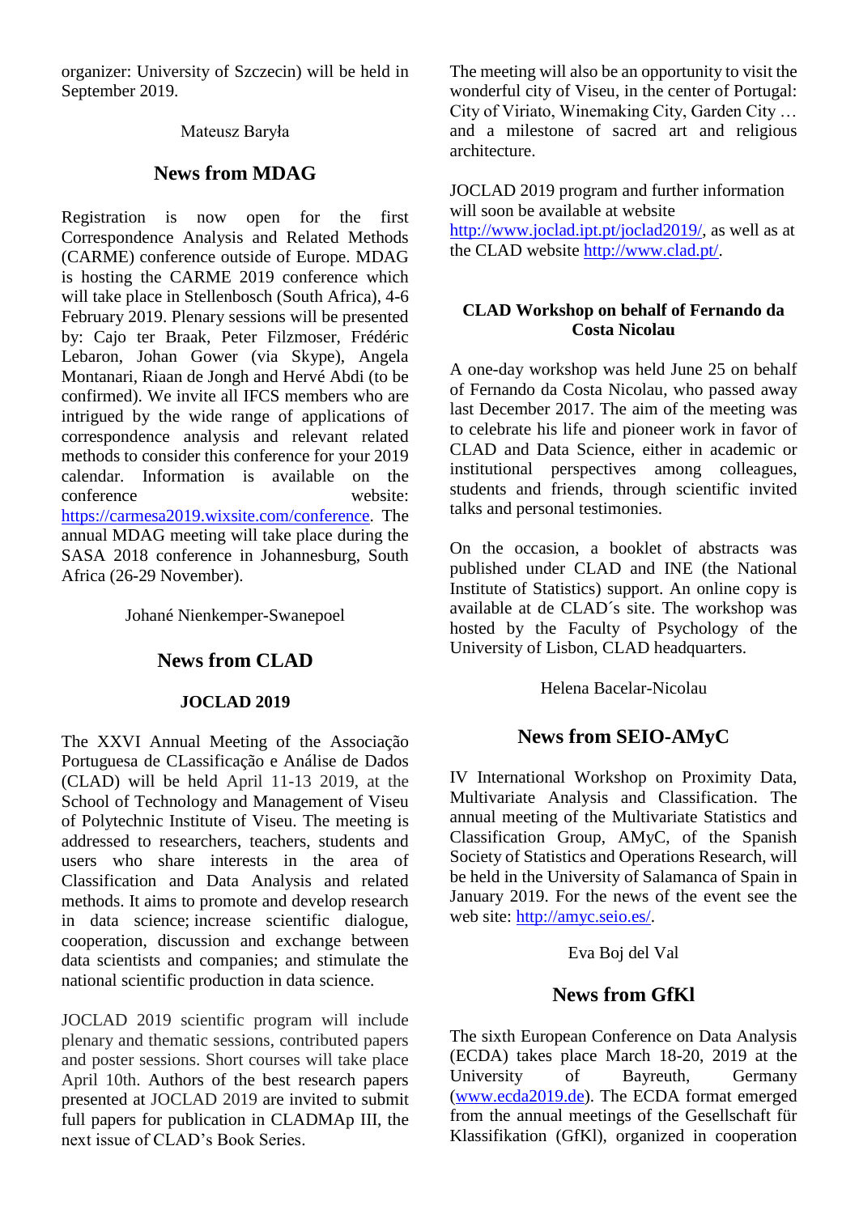organizer: University of Szczecin) will be held in September 2019.

Mateusz Baryła

## News from MDAG

Registration is now open for the first Correspondence Analysis and Related Methods (CARME) conference outside of Europe. MDAG is hosting the CARME 2019 conference which will take place in Stellenbosch (South Africa), 4-6 February 2019. Plenary sessions will be presented by: Cajo ter Braak, Peter Filzmoser, Frédéric Lebaron, Johan Gower (via Skype), Angela Montanari, Riaan de Jongh and Hervé Abdi (to be confirmed). We invite all IFCS members who are intrigued by the wide range of applications of correspondence analysis and relevant related methods to consider this conference for your 2019 calendar. Information is available on the conference website: https://carmesa2019.wixsite.com/conference. The annual MDAG meeting will take place during the SASA 2018 conference in Johannesburg, South Africa (26-29 November).

Johané Nienkemper-Swanepoel

## News from CLAD

### JOCLAD 2019

The XXVI Annual Meeting of the Associação Portuguesa de CLassificação e Análise de Dados (CLAD) will be held April 11-13 2019, at the School of Technology and Management of Viseu of Polytechnic Institute of Viseu. The meeting is addressed to researchers, teachers, students and users who share interests in the area of Classification and Data Analysis and related methods. It aims to promote and develop research in data science; increase scientific dialogue, cooperation, discussion and exchange between data scientists and companies; and stimulate the national scientific production in data science.

JOCLAD 2019 scientific program will include plenary and thematic sessions, contributed papers and poster sessions. Short courses will take place April 10th. Authors of the best research papers presented at JOCLAD 2019 are invited to submit full papers for publication in CLADMAp III, the next issue of CLAD's Book Series.

The meeting will also be an opportunity to visit the wonderful city of Viseu, in the center of Portugal: City of Viriato, Winemaking City, Garden City … and a milestone of sacred art and religious architecture.

JOCLAD 2019 program and further information will soon be available at website http://www.joclad.ipt.pt/joclad2019/, as well as at the CLAD website http://www.clad.pt/.

### CLAD Workshop on behalf of Fernando da Costa Nicolau

A one-day workshop was held June 25 on behalf of Fernando da Costa Nicolau, who passed away last December 2017. The aim of the meeting was to celebrate his life and pioneer work in favor of CLAD and Data Science, either in academic or institutional perspectives among colleagues, students and friends, through scientific invited talks and personal testimonies.

On the occasion, a booklet of abstracts was published under CLAD and INE (the National Institute of Statistics) support. An online copy is available at de CLAD´s site. The workshop was hosted by the Faculty of Psychology of the University of Lisbon, CLAD headquarters.

Helena Bacelar-Nicolau

## News from SEIO-AMyC

IV International Workshop on Proximity Data, Multivariate Analysis and Classification. The annual meeting of the Multivariate Statistics and Classification Group, AMyC, of the Spanish Society of Statistics and Operations Research, will be held in the University of Salamanca of Spain in January 2019. For the news of the event see the web site: http://amyc.seio.es/.

Eva Boj del Val

## News from GfKl

The sixth European Conference on Data Analysis (ECDA) takes place March 18-20, 2019 at the University of Bayreuth, Germany (www.ecda2019.de). The ECDA format emerged from the annual meetings of the Gesellschaft für Klassifikation (GfKl), organized in cooperation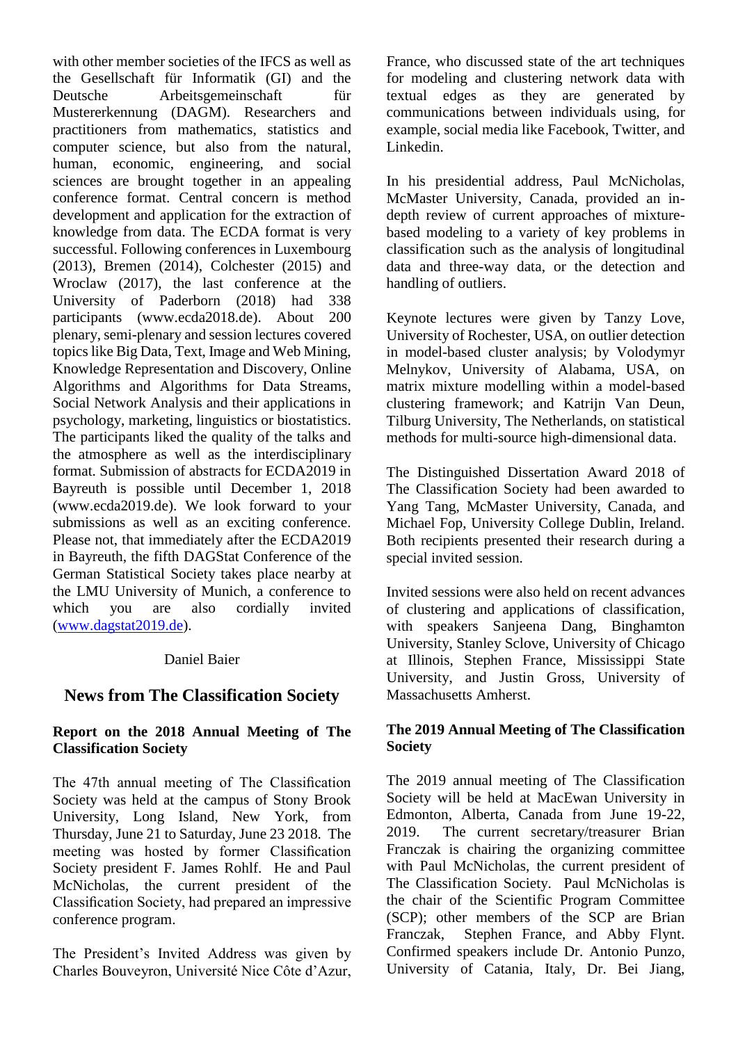with other member societies of the IFCS as well as the Gesellschaft für Informatik (GI) and the Deutsche Arbeitsgemeinschaft für Mustererkennung (DAGM). Researchers and practitioners from mathematics, statistics and computer science, but also from the natural, human, economic, engineering, and social sciences are brought together in an appealing conference format. Central concern is method development and application for the extraction of knowledge from data. The ECDA format is very successful. Following conferences in Luxembourg (2013), Bremen (2014), Colchester (2015) and Wroclaw (2017), the last conference at the University of Paderborn (2018) had 338 participants (www.ecda2018.de). About 200 plenary, semi-plenary and session lectures covered topics like Big Data, Text, Image and Web Mining, Knowledge Representation and Discovery, Online Algorithms and Algorithms for Data Streams, Social Network Analysis and their applications in psychology, marketing, linguistics or biostatistics. The participants liked the quality of the talks and the atmosphere as well as the interdisciplinary format. Submission of abstracts for ECDA2019 in Bayreuth is possible until December 1, 2018 (www.ecda2019.de). We look forward to your submissions as well as an exciting conference. Please not, that immediately after the ECDA2019 in Bayreuth, the fifth DAGStat Conference of the German Statistical Society takes place nearby at the LMU University of Munich, a conference to which you are also cordially invited (www.dagstat2019.de).

Daniel Baier

## News from The Classification Society

### Report on the 2018 Annual Meeting of The Classification Society

The 47th annual meeting of The Classification Society was held at the campus of Stony Brook University, Long Island, New York, from Thursday, June 21 to Saturday, June 23 2018. The meeting was hosted by former Classification Society president F. James Rohlf. He and Paul McNicholas, the current president of the Classification Society, had prepared an impressive conference program.

The President's Invited Address was given by Charles Bouveyron, Université Nice Côte d'Azur, France, who discussed state of the art techniques for modeling and clustering network data with textual edges as they are generated by communications between individuals using, for example, social media like Facebook, Twitter, and Linkedin.

In his presidential address, Paul McNicholas, McMaster University, Canada, provided an in-depth review of current approaches of mixture-based modeling to a variety of key problems in classification such as the analysis of longitudinal data and three-way data, or the detection and handling of outliers.

Keynote lectures were given by Tanzy Love, University of Rochester, USA, on outlier detection in model-based cluster analysis; by Volodymyr Melnykov, University of Alabama, USA, on matrix mixture modelling within a model-based clustering framework; and Katrijn Van Deun, Tilburg University, The Netherlands, on statistical methods for multi-source high-dimensional data.

The Distinguished Dissertation Award 2018 of The Classification Society had been awarded to Yang Tang, McMaster University, Canada, and Michael Fop, University College Dublin, Ireland. Both recipients presented their research during a special invited session.

Invited sessions were also held on recent advances of clustering and applications of classification, with speakers Sanjeena Dang, Binghamton University, Stanley Sclove, University of Chicago at Illinois, Stephen France, Mississippi State University, and Justin Gross, University of Massachusetts Amherst.

### The 2019 Annual Meeting of The Classification Society

The 2019 annual meeting of The Classification Society will be held at MacEwan University in Edmonton, Alberta, Canada from June 19-22, 2019. The current secretary/treasurer Brian Franczak is chairing the organizing committee with Paul McNicholas, the current president of The Classification Society. Paul McNicholas is the chair of the Scientific Program Committee (SCP); other members of the SCP are Brian Franczak, Stephen France, and Abby Flynt. Confirmed speakers include Dr. Antonio Punzo, University of Catania, Italy, Dr. Bei Jiang,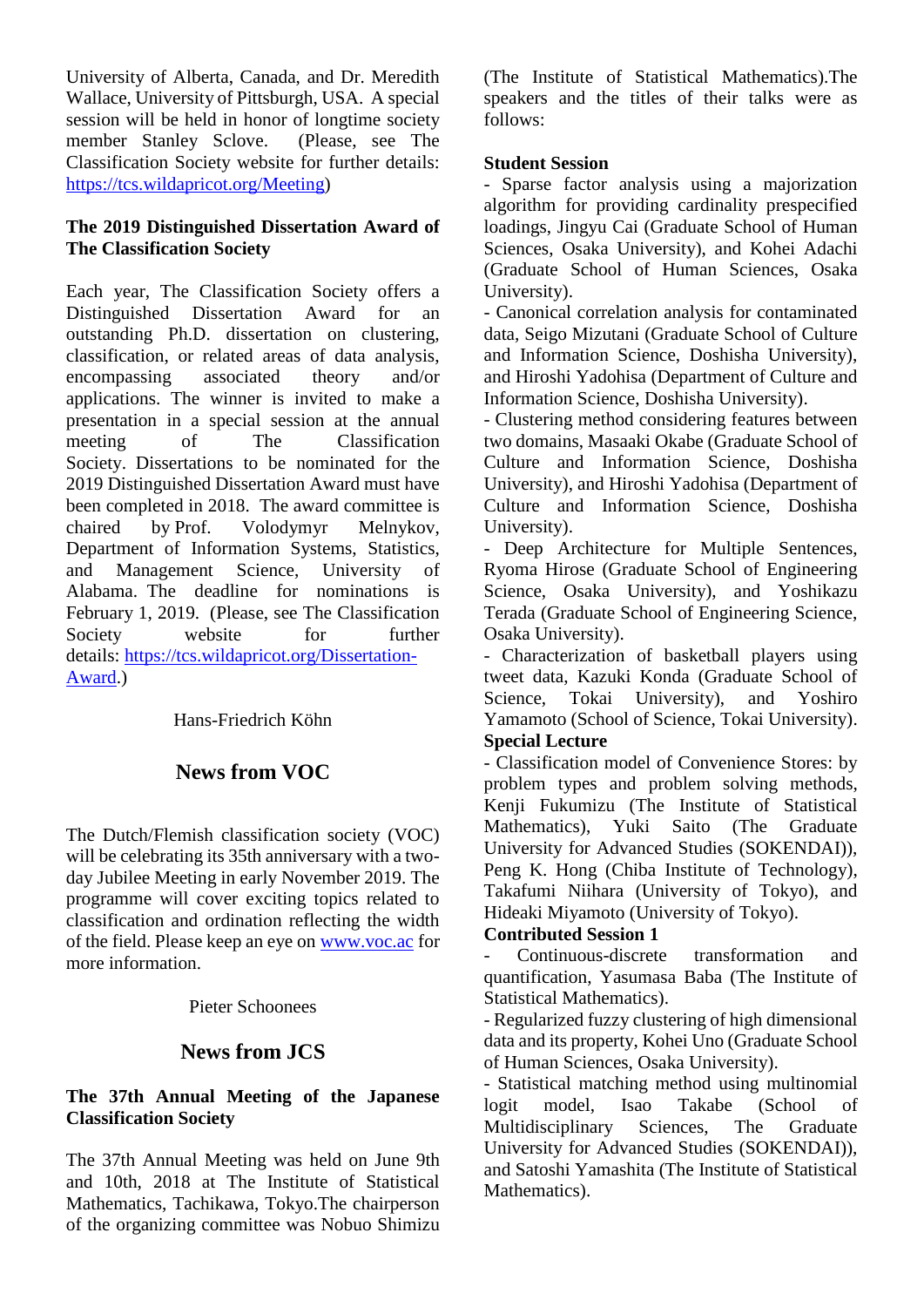University of Alberta, Canada, and Dr. Meredith Wallace, University of Pittsburgh, USA. A special session will be held in honor of longtime society member Stanley Sclove. (Please, see The Classification Society website for further details: https://tcs.wildapricot.org/Meeting)

**The 2019 Distinguished Dissertation Award of The Classification Society**

Each year, The Classification Society offers a Distinguished Dissertation Award for an outstanding Ph.D. dissertation on clustering, classification, or related areas of data analysis, encompassing associated theory and/or applications. The winner is invited to make a presentation in a special session at the annual meeting of The Classification Society. Dissertations to be nominated for the 2019 Distinguished Dissertation Award must have been completed in 2018. The award committee is chaired by Prof. Volodymyr Melnykov, Department of Information Systems, Statistics, and Management Science, University of Alabama. The deadline for nominations is February 1, 2019. (Please, see The Classification Society website for further details: https://tcs.wildapricot.org/Dissertation-Award.)

Hans-Friedrich Köhn

## News from VOC

The Dutch/Flemish classification society (VOC) will be celebrating its 35th anniversary with a two-day Jubilee Meeting in early November 2019. The programme will cover exciting topics related to classification and ordination reflecting the width of the field. Please keep an eye on www.voc.ac for more information.

Pieter Schoonees

## News from JCS

**The 37th Annual Meeting of the Japanese Classification Society**

The 37th Annual Meeting was held on June 9th and 10th, 2018 at The Institute of Statistical Mathematics, Tachikawa, Tokyo.The chairperson of the organizing committee was Nobuo Shimizu (The Institute of Statistical Mathematics).The speakers and the titles of their talks were as follows:

**Student Session**

- Sparse factor analysis using a majorization algorithm for providing cardinality prespecified loadings, Jingyu Cai (Graduate School of Human Sciences, Osaka University), and Kohei Adachi (Graduate School of Human Sciences, Osaka University).
- Canonical correlation analysis for contaminated data, Seigo Mizutani (Graduate School of Culture and Information Science, Doshisha University), and Hiroshi Yadohisa (Department of Culture and Information Science, Doshisha University).
- Clustering method considering features between two domains, Masaaki Okabe (Graduate School of Culture and Information Science, Doshisha University), and Hiroshi Yadohisa (Department of Culture and Information Science, Doshisha University).
- Deep Architecture for Multiple Sentences, Ryoma Hirose (Graduate School of Engineering Science, Osaka University), and Yoshikazu Terada (Graduate School of Engineering Science, Osaka University).
- Characterization of basketball players using tweet data, Kazuki Konda (Graduate School of Science, Tokai University), and Yoshiro Yamamoto (School of Science, Tokai University).

**Special Lecture**

- Classification model of Convenience Stores: by problem types and problem solving methods, Kenji Fukumizu (The Institute of Statistical Mathematics), Yuki Saito (The Graduate University for Advanced Studies (SOKENDAI)), Peng K. Hong (Chiba Institute of Technology), Takafumi Niihara (University of Tokyo), and Hideaki Miyamoto (University of Tokyo).

**Contributed Session 1**

- Continuous-discrete transformation and quantification, Yasumasa Baba (The Institute of Statistical Mathematics).
- Regularized fuzzy clustering of high dimensional data and its property, Kohei Uno (Graduate School of Human Sciences, Osaka University).
- Statistical matching method using multinomial logit model, Isao Takabe (School of Multidisciplinary Sciences, The Graduate University for Advanced Studies (SOKENDAI)), and Satoshi Yamashita (The Institute of Statistical Mathematics).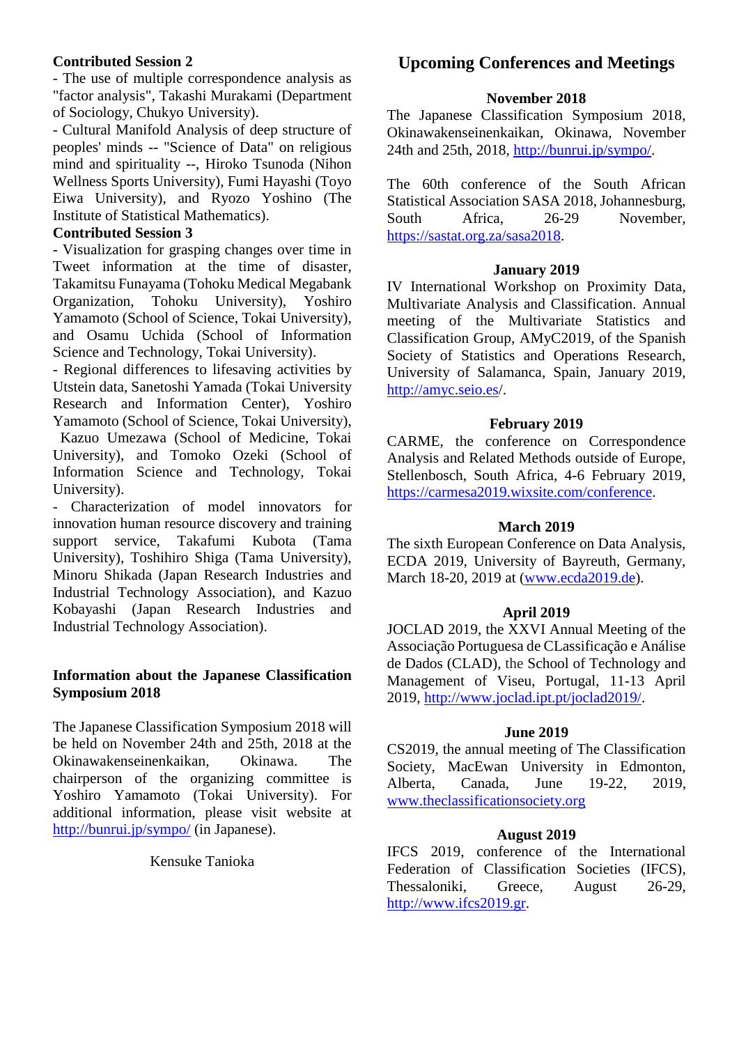**Contributed Session 2**

- The use of multiple correspondence analysis as "factor analysis", Takashi Murakami (Department of Sociology, Chukyo University).
- Cultural Manifold Analysis of deep structure of peoples' minds -- "Science of Data" on religious mind and spirituality --, Hiroko Tsunoda (Nihon Wellness Sports University), Fumi Hayashi (Toyo Eiwa University), and Ryozo Yoshino (The Institute of Statistical Mathematics).

**Contributed Session 3**

- Visualization for grasping changes over time in Tweet information at the time of disaster, Takamitsu Funayama (Tohoku Medical Megabank Organization, Tohoku University), Yoshiro Yamamoto (School of Science, Tokai University), and Osamu Uchida (School of Information Science and Technology, Tokai University).
- Regional differences to lifesaving activities by Utstein data, Sanetoshi Yamada (Tokai University Research and Information Center), Yoshiro Yamamoto (School of Science, Tokai University), Kazuo Umezawa (School of Medicine, Tokai University), and Tomoko Ozeki (School of Information Science and Technology, Tokai University).
- Characterization of model innovators for innovation human resource discovery and training support service, Takafumi Kubota (Tama University), Toshihiro Shiga (Tama University), Minoru Shikada (Japan Research Industries and Industrial Technology Association), and Kazuo Kobayashi (Japan Research Industries and Industrial Technology Association).

**Information about the Japanese Classification Symposium 2018**

The Japanese Classification Symposium 2018 will be held on November 24th and 25th, 2018 at the Okinawakenseinenkaikan, Okinawa. The chairperson of the organizing committee is Yoshiro Yamamoto (Tokai University). For additional information, please visit website at http://bunrui.jp/sympo/ (in Japanese).

Kensuke Tanioka

## Upcoming Conferences and Meetings

**November 2018**

The Japanese Classification Symposium 2018, Okinawakenseinenkaikan, Okinawa, November 24th and 25th, 2018, http://bunrui.jp/sympo/.

The 60th conference of the South African Statistical Association SASA 2018, Johannesburg, South Africa, 26-29 November, https://sastat.org.za/sasa2018.

**January 2019**

IV International Workshop on Proximity Data, Multivariate Analysis and Classification. Annual meeting of the Multivariate Statistics and Classification Group, AMyC2019, of the Spanish Society of Statistics and Operations Research, University of Salamanca, Spain, January 2019, http://amyc.seio.es/.

**February 2019**

CARME, the conference on Correspondence Analysis and Related Methods outside of Europe, Stellenbosch, South Africa, 4-6 February 2019, https://carmesa2019.wixsite.com/conference.

**March 2019**

The sixth European Conference on Data Analysis, ECDA 2019, University of Bayreuth, Germany, March 18-20, 2019 at (www.ecda2019.de).

**April 2019**

JOCLAD 2019, the XXVI Annual Meeting of the Associação Portuguesa de CLassificação e Análise de Dados (CLAD), the School of Technology and Management of Viseu, Portugal, 11-13 April 2019, http://www.joclad.ipt.pt/joclad2019/.

**June 2019**

CS2019, the annual meeting of The Classification Society, MacEwan University in Edmonton, Alberta, Canada, June 19-22, 2019, www.theclassificationsociety.org

**August 2019**

IFCS 2019, conference of the International Federation of Classification Societies (IFCS), Thessaloniki, Greece, August 26-29, http://www.ifcs2019.gr.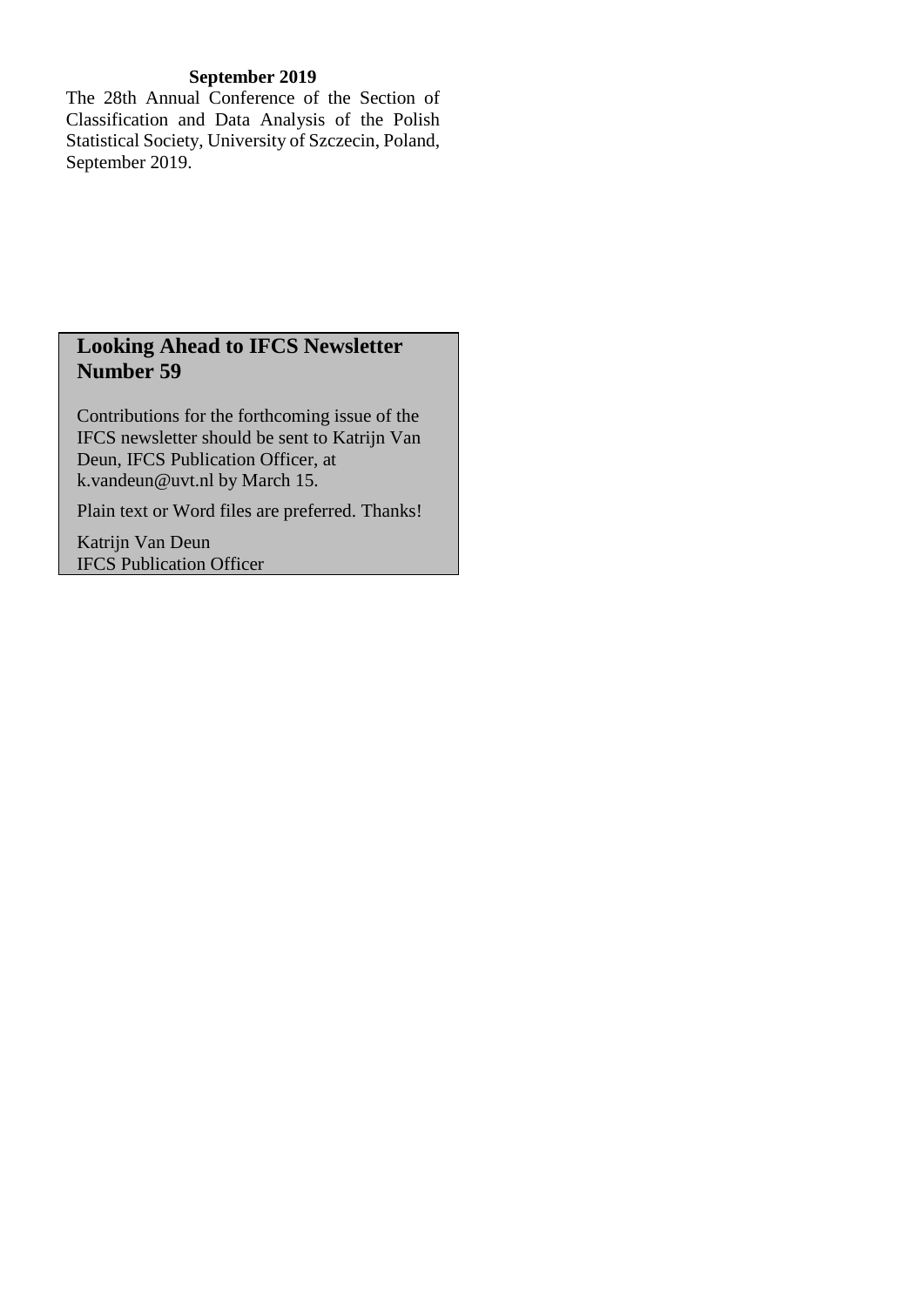**September 2019**

The 28th Annual Conference of the Section of Classification and Data Analysis of the Polish Statistical Society, University of Szczecin, Poland, September 2019.

## Looking Ahead to IFCS Newsletter Number 59

Contributions for the forthcoming issue of the IFCS newsletter should be sent to Katrijn Van Deun, IFCS Publication Officer, at k.vandeun@uvt.nl by March 15.

Plain text or Word files are preferred. Thanks!

Katrijn Van Deun
IFCS Publication Officer